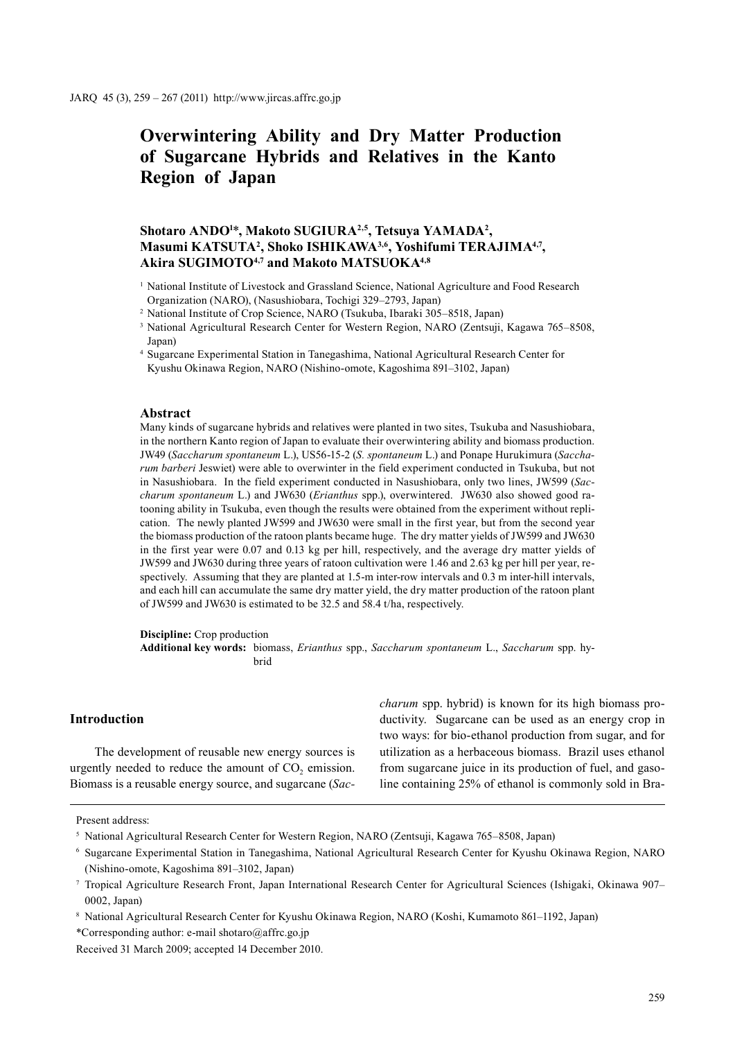# Overwintering Ability and Dry Matter Production of Sugarcane Hybrids and Relatives in the Kanto Region of Japan

**Shotaro ANDO[1]*, Makoto SUGIURA[2,5], Tetsuya YAMADA[2], Masumi KATSUTA[2], Shoko ISHIKAWA[3,6], Yoshifumi TERAJIMA[4,7], Akira SUGIMOTO[4,7] and Makoto MATSUOKA[4,8]**

[1] National Institute of Livestock and Grassland Science, National Agriculture and Food Research Organization (NARO), (Nasushiobara, Tochigi 329–2793, Japan)

[2] National Institute of Crop Science, NARO (Tsukuba, Ibaraki 305–8518, Japan)

[3] National Agricultural Research Center for Western Region, NARO (Zentsuji, Kagawa 765–8508, Japan)

[4] Sugarcane Experimental Station in Tanegashima, National Agricultural Research Center for Kyushu Okinawa Region, NARO (Nishino-omote, Kagoshima 891–3102, Japan)

### Abstract

Many kinds of sugarcane hybrids and relatives were planted in two sites, Tsukuba and Nasushiobara, in the northern Kanto region of Japan to evaluate their overwintering ability and biomass production. JW49 (*Saccharum spontaneum* L.), US56-15-2 (*S. spontaneum* L.) and Ponape Hurukimura (*Saccharum barberi* Jeswiet) were able to overwinter in the field experiment conducted in Tsukuba, but not in Nasushiobara. In the field experiment conducted in Nasushiobara, only two lines, JW599 (*Saccharum spontaneum* L.) and JW630 (*Erianthus* spp.), overwintered. JW630 also showed good ratooning ability in Tsukuba, even though the results were obtained from the experiment without replication. The newly planted JW599 and JW630 were small in the first year, but from the second year the biomass production of the ratoon plants became huge. The dry matter yields of JW599 and JW630 in the first year were 0.07 and 0.13 kg per hill, respectively, and the average dry matter yields of JW599 and JW630 during three years of ratoon cultivation were 1.46 and 2.63 kg per hill per year, respectively. Assuming that they are planted at 1.5-m inter-row intervals and 0.3 m inter-hill intervals, and each hill can accumulate the same dry matter yield, the dry matter production of the ratoon plant of JW599 and JW630 is estimated to be 32.5 and 58.4 t/ha, respectively.

**Discipline:** Crop production

**Additional key words:** biomass, *Erianthus* spp., *Saccharum spontaneum* L., *Saccharum* spp. hybrid

## Introduction

The development of reusable new energy sources is urgently needed to reduce the amount of $CO_2$ emission. Biomass is a reusable energy source, and sugarcane (*Saccharum* spp. hybrid) is known for its high biomass productivity. Sugarcane can be used as an energy crop in two ways: for bio-ethanol production from sugar, and for utilization as a herbaceous biomass. Brazil uses ethanol from sugarcane juice in its production of fuel, and gasoline containing 25% of ethanol is commonly sold in Bra-

---

Present address:

[5] National Agricultural Research Center for Western Region, NARO (Zentsuji, Kagawa 765–8508, Japan)

[6] Sugarcane Experimental Station in Tanegashima, National Agricultural Research Center for Kyushu Okinawa Region, NARO (Nishino-omote, Kagoshima 891–3102, Japan)

[7] Tropical Agriculture Research Front, Japan International Research Center for Agricultural Sciences (Ishigaki, Okinawa 907–0002, Japan)

[8] National Agricultural Research Center for Kyushu Okinawa Region, NARO (Koshi, Kumamoto 861–1192, Japan)

*Corresponding author: e-mail shotaro@affrc.go.jp

Received 31 March 2009; accepted 14 December 2010.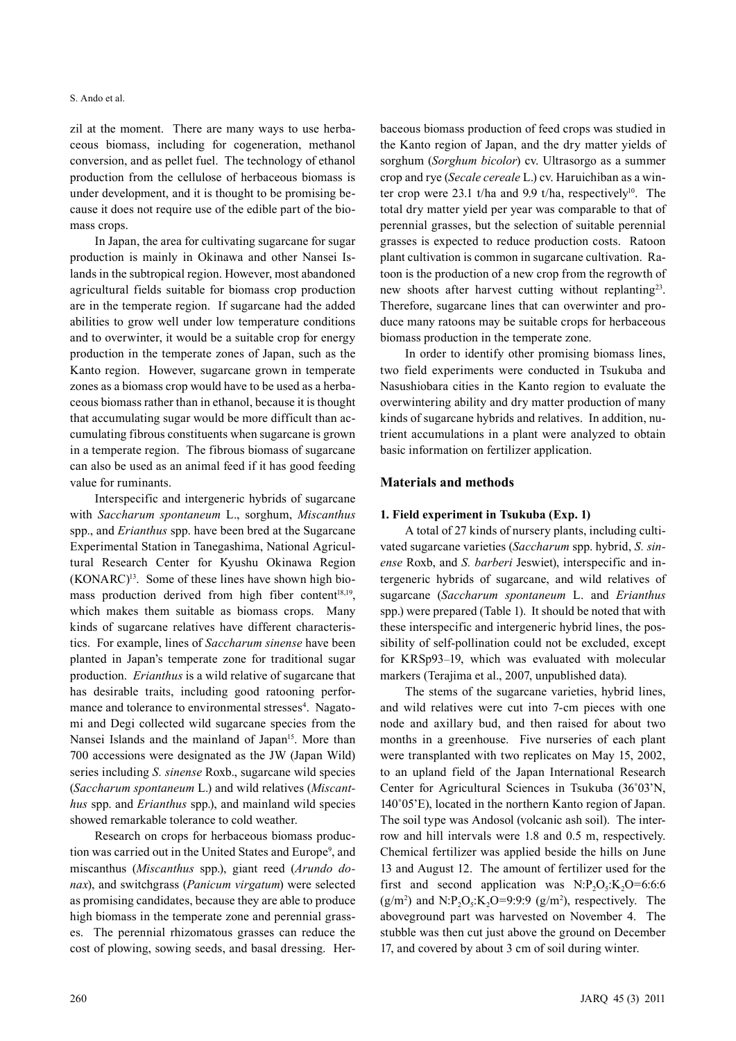zil at the moment. There are many ways to use herbaceous biomass, including for cogeneration, methanol conversion, and as pellet fuel. The technology of ethanol production from the cellulose of herbaceous biomass is under development, and it is thought to be promising because it does not require use of the edible part of the biomass crops.

In Japan, the area for cultivating sugarcane for sugar production is mainly in Okinawa and other Nansei Islands in the subtropical region. However, most abandoned agricultural fields suitable for biomass crop production are in the temperate region. If sugarcane had the added abilities to grow well under low temperature conditions and to overwinter, it would be a suitable crop for energy production in the temperate zones of Japan, such as the Kanto region. However, sugarcane grown in temperate zones as a biomass crop would have to be used as a herbaceous biomass rather than in ethanol, because it is thought that accumulating sugar would be more difficult than accumulating fibrous constituents when sugarcane is grown in a temperate region. The fibrous biomass of sugarcane can also be used as an animal feed if it has good feeding value for ruminants.

Interspecific and intergeneric hybrids of sugarcane with *Saccharum spontaneum* L., sorghum, *Miscanthus* spp., and *Erianthus* spp. have been bred at the Sugarcane Experimental Station in Tanegashima, National Agricultural Research Center for Kyushu Okinawa Region (KONARC)[13]. Some of these lines have shown high biomass production derived from high fiber content[18,19], which makes them suitable as biomass crops. Many kinds of sugarcane relatives have different characteristics. For example, lines of *Saccharum sinense* have been planted in Japan's temperate zone for traditional sugar production. *Erianthus* is a wild relative of sugarcane that has desirable traits, including good ratooning performance and tolerance to environmental stresses[4]. Nagatomi and Degi collected wild sugarcane species from the Nansei Islands and the mainland of Japan[15]. More than 700 accessions were designated as the JW (Japan Wild) series including *S. sinense* Roxb., sugarcane wild species (*Saccharum spontaneum* L.) and wild relatives (*Miscanthus* spp. and *Erianthus* spp.), and mainland wild species showed remarkable tolerance to cold weather.

Research on crops for herbaceous biomass production was carried out in the United States and Europe[9], and miscanthus (*Miscanthus* spp.), giant reed (*Arundo donax*), and switchgrass (*Panicum virgatum*) were selected as promising candidates, because they are able to produce high biomass in the temperate zone and perennial grasses. The perennial rhizomatous grasses can reduce the cost of plowing, sowing seeds, and basal dressing. Herbaceous biomass production of feed crops was studied in the Kanto region of Japan, and the dry matter yields of sorghum (*Sorghum bicolor*) cv. Ultrasorgo as a summer crop and rye (*Secale cereale* L.) cv. Haruichiban as a winter crop were 23.1 t/ha and 9.9 t/ha, respectively[10]. The total dry matter yield per year was comparable to that of perennial grasses, but the selection of suitable perennial grasses is expected to reduce production costs. Ratoon plant cultivation is common in sugarcane cultivation. Ratoon is the production of a new crop from the regrowth of new shoots after harvest cutting without replanting[23]. Therefore, sugarcane lines that can overwinter and produce many ratoons may be suitable crops for herbaceous biomass production in the temperate zone.

In order to identify other promising biomass lines, two field experiments were conducted in Tsukuba and Nasushiobara cities in the Kanto region to evaluate the overwintering ability and dry matter production of many kinds of sugarcane hybrids and relatives. In addition, nutrient accumulations in a plant were analyzed to obtain basic information on fertilizer application.

## Materials and methods

### 1. Field experiment in Tsukuba (Exp. 1)

A total of 27 kinds of nursery plants, including cultivated sugarcane varieties (*Saccharum* spp. hybrid, *S. sinense* Roxb, and *S. barberi* Jeswiet), interspecific and intergeneric hybrids of sugarcane, and wild relatives of sugarcane (*Saccharum spontaneum* L. and *Erianthus* spp.) were prepared (Table 1). It should be noted that with these interspecific and intergeneric hybrid lines, the possibility of self-pollination could not be excluded, except for KRSp93–19, which was evaluated with molecular markers (Terajima et al., 2007, unpublished data).

The stems of the sugarcane varieties, hybrid lines, and wild relatives were cut into 7-cm pieces with one node and axillary bud, and then raised for about two months in a greenhouse. Five nurseries of each plant were transplanted with two replicates on May 15, 2002, to an upland field of the Japan International Research Center for Agricultural Sciences in Tsukuba (36˚03'N, 140˚05'E), located in the northern Kanto region of Japan. The soil type was Andosol (volcanic ash soil). The inter-row and hill intervals were 1.8 and 0.5 m, respectively. Chemical fertilizer was applied beside the hills on June 13 and August 12. The amount of fertilizer used for the first and second application was $N:P_2O_5:K_2O=6:6:6$ ($g/m^2$) and $N:P_2O_5:K_2O=9:9:9$ ($g/m^2$), respectively. The aboveground part was harvested on November 4. The stubble was then cut just above the ground on December 17, and covered by about 3 cm of soil during winter.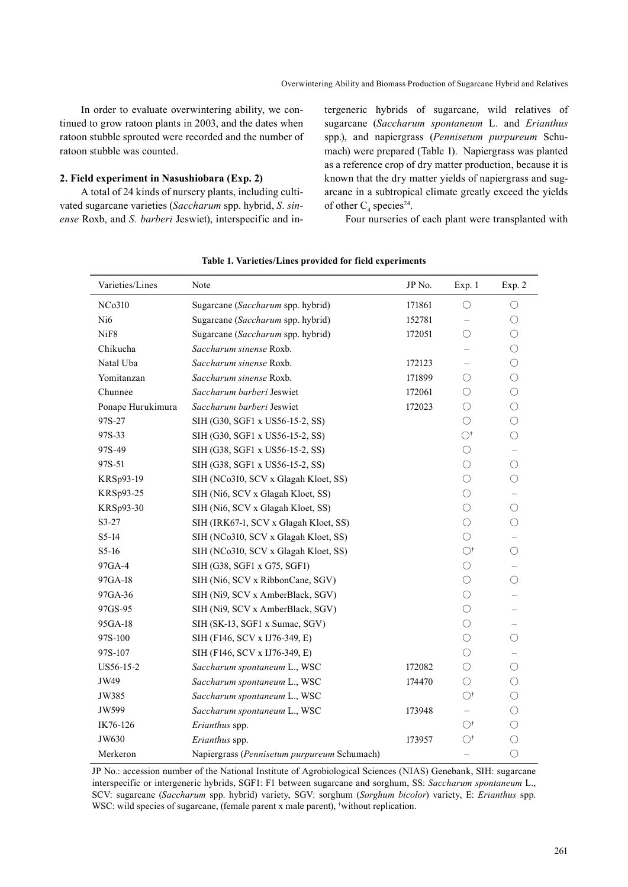In order to evaluate overwintering ability, we continued to grow ratoon plants in 2003, and the dates when ratoon stubble sprouted were recorded and the number of ratoon stubble was counted.

### 2. Field experiment in Nasushiobara (Exp. 2)

A total of 24 kinds of nursery plants, including cultivated sugarcane varieties (*Saccharum* spp. hybrid, *S. sinense* Roxb, and *S. barberi* Jeswiet), interspecific and intergeneric hybrids of sugarcane, wild relatives of sugarcane (*Saccharum spontaneum* L. and *Erianthus* spp.), and napiergrass (*Pennisetum purpureum* Schumach) were prepared (Table 1). Napiergrass was planted as a reference crop of dry matter production, because it is known that the dry matter yields of napiergrass and sugarcane in a subtropical climate greatly exceed the yields of other $C_4$ species[24].

Four nurseries of each plant were transplanted with

**Table 1. Varieties/Lines provided for field experiments**

| Varieties/Lines | Note | JP No. | Exp. 1 | Exp. 2 |
|---|---|---|---|---|
| NCo310 | Sugarcane (*Saccharum* spp. hybrid) | 171861 | ○ | ○ |
| Ni6 | Sugarcane (*Saccharum* spp. hybrid) | 152781 | – | ○ |
| NiF8 | Sugarcane (*Saccharum* spp. hybrid) | 172051 | ○ | ○ |
| Chikucha | *Saccharum sinense* Roxb. | | – | ○ |
| Natal Uba | *Saccharum sinense* Roxb. | 172123 | – | ○ |
| Yomitanzan | *Saccharum sinense* Roxb. | 171899 | ○ | ○ |
| Chunnee | *Saccharum barberi* Jeswiet | 172061 | ○ | ○ |
| Ponape Hurukimura | *Saccharum barberi* Jeswiet | 172023 | ○ | ○ |
| 97S-27 | SIH (G30, SGF1 x US56-15-2, SS) | | ○ | ○ |
| 97S-33 | SIH (G30, SGF1 x US56-15-2, SS) | | ○† | ○ |
| 97S-49 | SIH (G38, SGF1 x US56-15-2, SS) | | ○ | – |
| 97S-51 | SIH (G38, SGF1 x US56-15-2, SS) | | ○ | ○ |
| KRSp93-19 | SIH (NCo310, SCV x Glagah Kloet, SS) | | ○ | ○ |
| KRSp93-25 | SIH (Ni6, SCV x Glagah Kloet, SS) | | ○ | – |
| KRSp93-30 | SIH (Ni6, SCV x Glagah Kloet, SS) | | ○ | ○ |
| S3-27 | SIH (IRK67-1, SCV x Glagah Kloet, SS) | | ○ | ○ |
| S5-14 | SIH (NCo310, SCV x Glagah Kloet, SS) | | ○ | – |
| S5-16 | SIH (NCo310, SCV x Glagah Kloet, SS) | | ○† | ○ |
| 97GA-4 | SIH (G38, SGF1 x G75, SGF1) | | ○ | – |
| 97GA-18 | SIH (Ni6, SCV x RibbonCane, SGV) | | ○ | ○ |
| 97GA-36 | SIH (Ni9, SCV x AmberBlack, SGV) | | ○ | – |
| 97GS-95 | SIH (Ni9, SCV x AmberBlack, SGV) | | ○ | – |
| 95GA-18 | SIH (SK-13, SGF1 x Sumac, SGV) | | ○ | – |
| 97S-100 | SIH (F146, SCV x IJ76-349, E) | | ○ | ○ |
| 97S-107 | SIH (F146, SCV x IJ76-349, E) | | ○ | – |
| US56-15-2 | *Saccharum spontaneum* L., WSC | 172082 | ○ | ○ |
| JW49 | *Saccharum spontaneum* L., WSC | 174470 | ○ | ○ |
| JW385 | *Saccharum spontaneum* L., WSC | | ○† | ○ |
| JW599 | *Saccharum spontaneum* L., WSC | 173948 | – | ○ |
| IK76-126 | *Erianthus* spp. | | ○† | ○ |
| JW630 | *Erianthus* spp. | 173957 | ○† | ○ |
| Merkeron | Napiergrass (*Pennisetum purpureum* Schumach) | | – | ○ |

JP No.: accession number of the National Institute of Agrobiological Sciences (NIAS) Genebank, SIH: sugarcane interspecific or intergeneric hybrids, SGF1: F1 between sugarcane and sorghum, SS: *Saccharum spontaneum* L., SCV: sugarcane (*Saccharum* spp. hybrid) variety, SGV: sorghum (*Sorghum bicolor*) variety, E: *Erianthus* spp. WSC: wild species of sugarcane, (female parent x male parent), †without replication.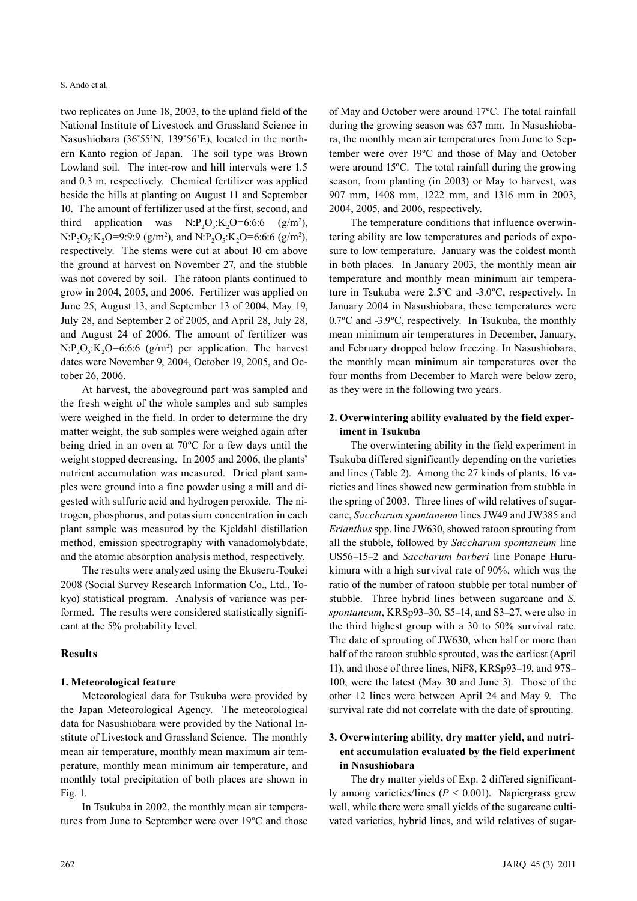two replicates on June 18, 2003, to the upland field of the National Institute of Livestock and Grassland Science in Nasushiobara (36˚55'N, 139˚56'E), located in the northern Kanto region of Japan. The soil type was Brown Lowland soil. The inter-row and hill intervals were 1.5 and 0.3 m, respectively. Chemical fertilizer was applied beside the hills at planting on August 11 and September 10. The amount of fertilizer used at the first, second, and third application was $N:P_2O_5:K_2O$=6:6:6 (g/m[2]), $N:P_2O_5:K_2O$=9:9:9 (g/m[2]), and $N:P_2O_5:K_2O$=6:6:6 (g/m[2]), respectively. The stems were cut at about 10 cm above the ground at harvest on November 27, and the stubble was not covered by soil. The ratoon plants continued to grow in 2004, 2005, and 2006. Fertilizer was applied on June 25, August 13, and September 13 of 2004, May 19, July 28, and September 2 of 2005, and April 28, July 28, and August 24 of 2006. The amount of fertilizer was $N:P_2O_5:K_2O$=6:6:6 (g/m[2]) per application. The harvest dates were November 9, 2004, October 19, 2005, and October 26, 2006.

At harvest, the aboveground part was sampled and the fresh weight of the whole samples and sub samples were weighed in the field. In order to determine the dry matter weight, the sub samples were weighed again after being dried in an oven at 70ºC for a few days until the weight stopped decreasing. In 2005 and 2006, the plants' nutrient accumulation was measured. Dried plant samples were ground into a fine powder using a mill and digested with sulfuric acid and hydrogen peroxide. The nitrogen, phosphorus, and potassium concentration in each plant sample was measured by the Kjeldahl distillation method, emission spectrography with vanadomolybdate, and the atomic absorption analysis method, respectively.

The results were analyzed using the Ekuseru-Toukei 2008 (Social Survey Research Information Co., Ltd., Tokyo) statistical program. Analysis of variance was performed. The results were considered statistically significant at the 5% probability level.

## Results

### 1. Meteorological feature

Meteorological data for Tsukuba were provided by the Japan Meteorological Agency. The meteorological data for Nasushiobara were provided by the National Institute of Livestock and Grassland Science. The monthly mean air temperature, monthly mean maximum air temperature, monthly mean minimum air temperature, and monthly total precipitation of both places are shown in Fig. 1.

In Tsukuba in 2002, the monthly mean air temperatures from June to September were over 19ºC and those of May and October were around 17ºC. The total rainfall during the growing season was 637 mm. In Nasushiobara, the monthly mean air temperatures from June to September were over 19ºC and those of May and October were around 15ºC. The total rainfall during the growing season, from planting (in 2003) or May to harvest, was 907 mm, 1408 mm, 1222 mm, and 1316 mm in 2003, 2004, 2005, and 2006, respectively.

The temperature conditions that influence overwintering ability are low temperatures and periods of exposure to low temperature. January was the coldest month in both places. In January 2003, the monthly mean air temperature and monthly mean minimum air temperature in Tsukuba were 2.5ºC and -3.0ºC, respectively. In January 2004 in Nasushiobara, these temperatures were 0.7ºC and -3.9ºC, respectively. In Tsukuba, the monthly mean minimum air temperatures in December, January, and February dropped below freezing. In Nasushiobara, the monthly mean minimum air temperatures over the four months from December to March were below zero, as they were in the following two years.

### 2. Overwintering ability evaluated by the field experiment in Tsukuba

The overwintering ability in the field experiment in Tsukuba differed significantly depending on the varieties and lines (Table 2). Among the 27 kinds of plants, 16 varieties and lines showed new germination from stubble in the spring of 2003. Three lines of wild relatives of sugarcane, *Saccharum spontaneum* lines JW49 and JW385 and *Erianthus* spp. line JW630, showed ratoon sprouting from all the stubble, followed by *Saccharum spontaneum* line US56–15–2 and *Saccharum barberi* line Ponape Hurukimura with a high survival rate of 90%, which was the ratio of the number of ratoon stubble per total number of stubble. Three hybrid lines between sugarcane and *S. spontaneum*, KRSp93–30, S5–14, and S3–27, were also in the third highest group with a 30 to 50% survival rate. The date of sprouting of JW630, when half or more than half of the ratoon stubble sprouted, was the earliest (April 11), and those of three lines, NiF8, KRSp93–19, and 97S–100, were the latest (May 30 and June 3). Those of the other 12 lines were between April 24 and May 9. The survival rate did not correlate with the date of sprouting.

### 3. Overwintering ability, dry matter yield, and nutrient accumulation evaluated by the field experiment in Nasushiobara

The dry matter yields of Exp. 2 differed significantly among varieties/lines ($P < 0.001$). Napiergrass grew well, while there were small yields of the sugarcane cultivated varieties, hybrid lines, and wild relatives of sugar-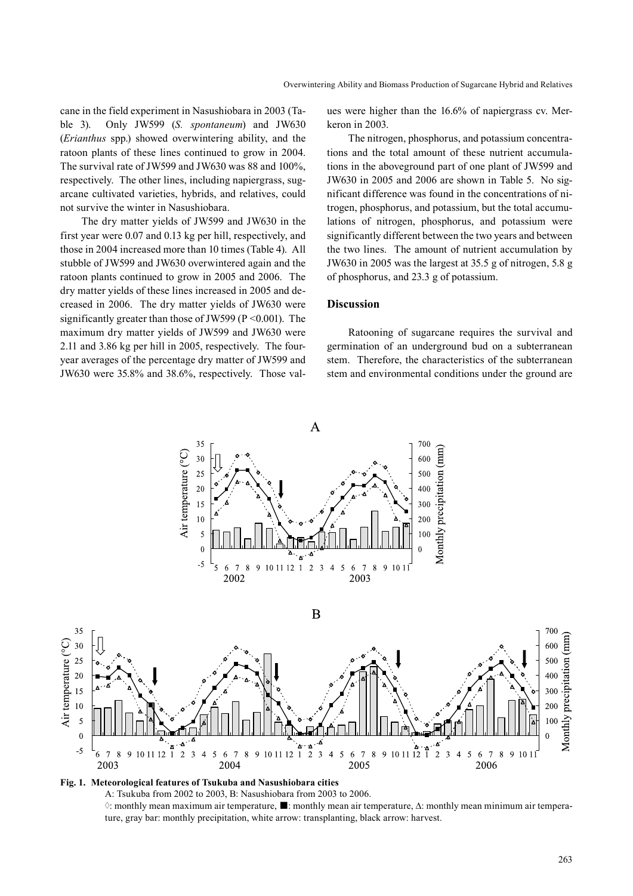cane in the field experiment in Nasushiobara in 2003 (Table 3). Only JW599 (*S. spontaneum*) and JW630 (*Erianthus* spp.) showed overwintering ability, and the ratoon plants of these lines continued to grow in 2004. The survival rate of JW599 and JW630 was 88 and 100%, respectively. The other lines, including napiergrass, sugarcane cultivated varieties, hybrids, and relatives, could not survive the winter in Nasushiobara.

The dry matter yields of JW599 and JW630 in the first year were 0.07 and 0.13 kg per hill, respectively, and those in 2004 increased more than 10 times (Table 4). All stubble of JW599 and JW630 overwintered again and the ratoon plants continued to grow in 2005 and 2006. The dry matter yields of these lines increased in 2005 and decreased in 2006. The dry matter yields of JW630 were significantly greater than those of JW599 ($P < 0.001$). The maximum dry matter yields of JW599 and JW630 were 2.11 and 3.86 kg per hill in 2005, respectively. The four-year averages of the percentage dry matter of JW599 and JW630 were 35.8% and 38.6%, respectively. Those values were higher than the 16.6% of napiergrass cv. Merkeron in 2003.

The nitrogen, phosphorus, and potassium concentrations and the total amount of these nutrient accumulations in the aboveground part of one plant of JW599 and JW630 in 2005 and 2006 are shown in Table 5. No significant difference was found in the concentrations of nitrogen, phosphorus, and potassium, but the total accumulations of nitrogen, phosphorus, and potassium were significantly different between the two years and between the two lines. The amount of nutrient accumulation by JW630 in 2005 was the largest at 35.5 g of nitrogen, 5.8 g of phosphorus, and 23.3 g of potassium.

## Discussion

Ratooning of sugarcane requires the survival and germination of an underground bud on a subterranean stem. Therefore, the characteristics of the subterranean stem and environmental conditions under the ground are

A

Air temperature (°C)
Monthly precipitation (mm)
5 6 7 8 9 10 11 12 1 2 3 4 5 6 7 8 9 10 11
2002 2003

B

Air temperature (°C)
Monthly precipitation (mm)
6 7 8 9 10 11 12 1 2 3 4 5 6 7 8 9 10 11 12 1 2 3 4 5 6 7 8 9 10 11 12 1 2 3 4 5 6 7 8 9 10 11
2003 2004 2005 2006

**Fig. 1. Meteorological features of Tsukuba and Nasushiobara cities**

A: Tsukuba from 2002 to 2003, B: Nasushiobara from 2003 to 2006.
◊: monthly mean maximum air temperature, ■: monthly mean air temperature, Δ: monthly mean minimum air temperature, gray bar: monthly precipitation, white arrow: transplanting, black arrow: harvest.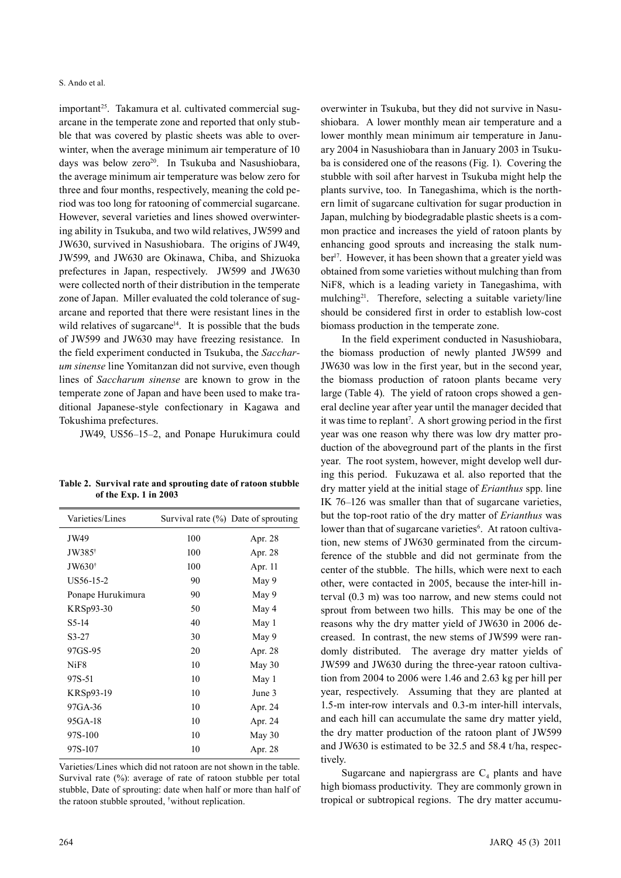important[25]. Takamura et al. cultivated commercial sugarcane in the temperate zone and reported that only stubble that was covered by plastic sheets was able to overwinter, when the average minimum air temperature of 10 days was below zero[20]. In Tsukuba and Nasushiobara, the average minimum air temperature was below zero for three and four months, respectively, meaning the cold period was too long for ratooning of commercial sugarcane. However, several varieties and lines showed overwintering ability in Tsukuba, and two wild relatives, JW599 and JW630, survived in Nasushiobara. The origins of JW49, JW599, and JW630 are Okinawa, Chiba, and Shizuoka prefectures in Japan, respectively. JW599 and JW630 were collected north of their distribution in the temperate zone of Japan. Miller evaluated the cold tolerance of sugarcane and reported that there were resistant lines in the wild relatives of sugarcane[14]. It is possible that the buds of JW599 and JW630 may have freezing resistance. In the field experiment conducted in Tsukuba, the *Saccharum sinense* line Yomitanzan did not survive, even though lines of *Saccharum sinense* are known to grow in the temperate zone of Japan and have been used to make traditional Japanese-style confectionary in Kagawa and Tokushima prefectures.

JW49, US56–15–2, and Ponape Hurukimura could overwinter in Tsukuba, but they did not survive in Nasushiobara. A lower monthly mean air temperature and a lower monthly mean minimum air temperature in January 2004 in Nasushiobara than in January 2003 in Tsukuba is considered one of the reasons (Fig. 1). Covering the stubble with soil after harvest in Tsukuba might help the plants survive, too. In Tanegashima, which is the northern limit of sugarcane cultivation for sugar production in Japan, mulching by biodegradable plastic sheets is a common practice and increases the yield of ratoon plants by enhancing good sprouts and increasing the stalk number[17]. However, it has been shown that a greater yield was obtained from some varieties without mulching than from NiF8, which is a leading variety in Tanegashima, with mulching[21]. Therefore, selecting a suitable variety/line should be considered first in order to establish low-cost biomass production in the temperate zone.

**Table 2. Survival rate and sprouting date of ratoon stubble of the Exp. 1 in 2003**

| Varieties/Lines | Survival rate (%) | Date of sprouting |
|---|---|---|
| JW49 | 100 | Apr. 28 |
| JW385† | 100 | Apr. 28 |
| JW630† | 100 | Apr. 11 |
| US56-15-2 | 90 | May 9 |
| Ponape Hurukimura | 90 | May 9 |
| KRSp93-30 | 50 | May 4 |
| S5-14 | 40 | May 1 |
| S3-27 | 30 | May 9 |
| 97GS-95 | 20 | Apr. 28 |
| NiF8 | 10 | May 30 |
| 97S-51 | 10 | May 1 |
| KRSp93-19 | 10 | June 3 |
| 97GA-36 | 10 | Apr. 24 |
| 95GA-18 | 10 | Apr. 24 |
| 97S-100 | 10 | May 30 |
| 97S-107 | 10 | Apr. 28 |

Varieties/Lines which did not ratoon are not shown in the table. Survival rate (%): average of rate of ratoon stubble per total stubble, Date of sprouting: date when half or more than half of the ratoon stubble sprouted, †without replication.

In the field experiment conducted in Nasushiobara, the biomass production of newly planted JW599 and JW630 was low in the first year, but in the second year, the biomass production of ratoon plants became very large (Table 4). The yield of ratoon crops showed a general decline year after year until the manager decided that it was time to replant[7]. A short growing period in the first year was one reason why there was low dry matter production of the aboveground part of the plants in the first year. The root system, however, might develop well during this period. Fukuzawa et al. also reported that the dry matter yield at the initial stage of *Erianthus* spp. line IK 76–126 was smaller than that of sugarcane varieties, but the top-root ratio of the dry matter of *Erianthus* was lower than that of sugarcane varieties[6]. At ratoon cultivation, new stems of JW630 germinated from the circumference of the stubble and did not germinate from the center of the stubble. The hills, which were next to each other, were contacted in 2005, because the inter-hill interval (0.3 m) was too narrow, and new stems could not sprout from between two hills. This may be one of the reasons why the dry matter yield of JW630 in 2006 decreased. In contrast, the new stems of JW599 were randomly distributed. The average dry matter yields of JW599 and JW630 during the three-year ratoon cultivation from 2004 to 2006 were 1.46 and 2.63 kg per hill per year, respectively. Assuming that they are planted at 1.5-m inter-row intervals and 0.3-m inter-hill intervals, and each hill can accumulate the same dry matter yield, the dry matter production of the ratoon plant of JW599 and JW630 is estimated to be 32.5 and 58.4 t/ha, respectively.

Sugarcane and napiergrass are $C_4$ plants and have high biomass productivity. They are commonly grown in tropical or subtropical regions. The dry matter accumu-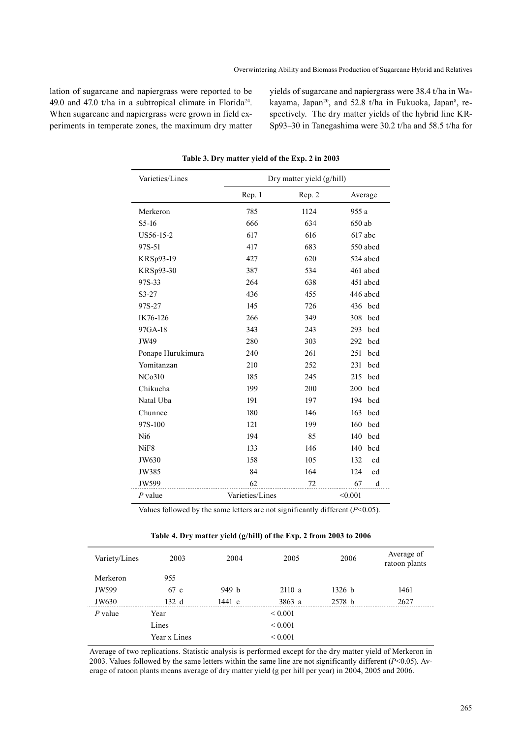lation of sugarcane and napiergrass were reported to be 49.0 and 47.0 t/ha in a subtropical climate in Florida[24]. When sugarcane and napiergrass were grown in field experiments in temperate zones, the maximum dry matter yields of sugarcane and napiergrass were 38.4 t/ha in Wakayama, Japan[20], and 52.8 t/ha in Fukuoka, Japan[8], respectively. The dry matter yields of the hybrid line KRSp93–30 in Tanegashima were 30.2 t/ha and 58.5 t/ha for

**Table 3. Dry matter yield of the Exp. 2 in 2003**

| Varieties/Lines | Dry matter yield (g/hill) | | |
|---|---|---|---|
| | Rep. 1 | Rep. 2 | Average |
| Merkeron | 785 | 1124 | 955 a |
| S5-16 | 666 | 634 | 650 ab |
| US56-15-2 | 617 | 616 | 617 abc |
| 97S-51 | 417 | 683 | 550 abcd |
| KRSp93-19 | 427 | 620 | 524 abcd |
| KRSp93-30 | 387 | 534 | 461 abcd |
| 97S-33 | 264 | 638 | 451 abcd |
| S3-27 | 436 | 455 | 446 abcd |
| 97S-27 | 145 | 726 | 436 bcd |
| IK76-126 | 266 | 349 | 308 bcd |
| 97GA-18 | 343 | 243 | 293 bcd |
| JW49 | 280 | 303 | 292 bcd |
| Ponape Hurukimura | 240 | 261 | 251 bcd |
| Yomitanzan | 210 | 252 | 231 bcd |
| NCo310 | 185 | 245 | 215 bcd |
| Chikucha | 199 | 200 | 200 bcd |
| Natal Uba | 191 | 197 | 194 bcd |
| Chunnee | 180 | 146 | 163 bcd |
| 97S-100 | 121 | 199 | 160 bcd |
| Ni6 | 194 | 85 | 140 bcd |
| NiF8 | 133 | 146 | 140 bcd |
| JW630 | 158 | 105 | 132 cd |
| JW385 | 84 | 164 | 124 cd |
| JW599 | 62 | 72 | 67 d |
| *P* value | Varieties/Lines | | <0.001 |

Values followed by the same letters are not significantly different ($P<0.05$).

**Table 4. Dry matter yield (g/hill) of the Exp. 2 from 2003 to 2006**

| Variety/Lines | 2003 | 2004 | 2005 | 2006 | Average of ratoon plants |
|---|---|---|---|---|---|
| Merkeron | 955 | | | | |
| JW599 | 67 c | 949 b | 2110 a | 1326 b | 1461 |
| JW630 | 132 d | 1441 c | 3863 a | 2578 b | 2627 |
| *P* value | Year | | < 0.001 | | |
| | Lines | | < 0.001 | | |
| | Year x Lines | | < 0.001 | | |

Average of two replications. Statistic analysis is performed except for the dry matter yield of Merkeron in 2003. Values followed by the same letters within the same line are not significantly different ($P<0.05$). Average of ratoon plants means average of dry matter yield (g per hill per year) in 2004, 2005 and 2006.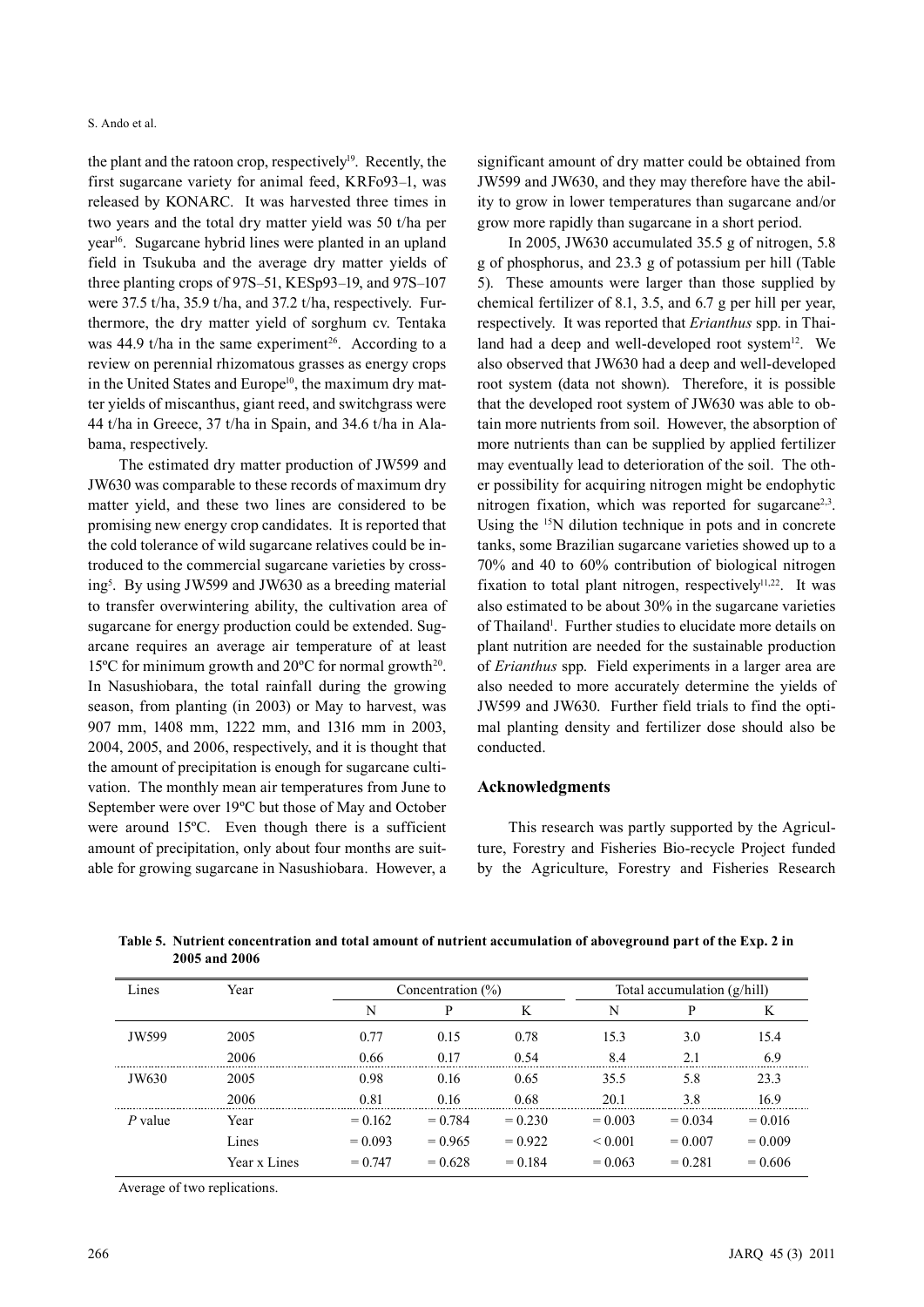the plant and the ratoon crop, respectively[19]. Recently, the first sugarcane variety for animal feed, KRFo93–1, was released by KONARC. It was harvested three times in two years and the total dry matter yield was 50 t/ha per year[16]. Sugarcane hybrid lines were planted in an upland field in Tsukuba and the average dry matter yields of three planting crops of 97S–51, KESp93–19, and 97S–107 were 37.5 t/ha, 35.9 t/ha, and 37.2 t/ha, respectively. Furthermore, the dry matter yield of sorghum cv. Tentaka was 44.9 t/ha in the same experiment[26]. According to a review on perennial rhizomatous grasses as energy crops in the United States and Europe[10], the maximum dry matter yields of miscanthus, giant reed, and switchgrass were 44 t/ha in Greece, 37 t/ha in Spain, and 34.6 t/ha in Alabama, respectively.

The estimated dry matter production of JW599 and JW630 was comparable to these records of maximum dry matter yield, and these two lines are considered to be promising new energy crop candidates. It is reported that the cold tolerance of wild sugarcane relatives could be introduced to the commercial sugarcane varieties by crossing[5]. By using JW599 and JW630 as a breeding material to transfer overwintering ability, the cultivation area of sugarcane for energy production could be extended. Sugarcane requires an average air temperature of at least 15ºC for minimum growth and 20ºC for normal growth[20]. In Nasushiobara, the total rainfall during the growing season, from planting (in 2003) or May to harvest, was 907 mm, 1408 mm, 1222 mm, and 1316 mm in 2003, 2004, 2005, and 2006, respectively, and it is thought that the amount of precipitation is enough for sugarcane cultivation. The monthly mean air temperatures from June to September were over 19ºC but those of May and October were around 15ºC. Even though there is a sufficient amount of precipitation, only about four months are suitable for growing sugarcane in Nasushiobara. However, a significant amount of dry matter could be obtained from JW599 and JW630, and they may therefore have the ability to grow in lower temperatures than sugarcane and/or grow more rapidly than sugarcane in a short period.

In 2005, JW630 accumulated 35.5 g of nitrogen, 5.8 g of phosphorus, and 23.3 g of potassium per hill (Table 5). These amounts were larger than those supplied by chemical fertilizer of 8.1, 3.5, and 6.7 g per hill per year, respectively. It was reported that *Erianthus* spp. in Thailand had a deep and well-developed root system[12]. We also observed that JW630 had a deep and well-developed root system (data not shown). Therefore, it is possible that the developed root system of JW630 was able to obtain more nutrients from soil. However, the absorption of more nutrients than can be supplied by applied fertilizer may eventually lead to deterioration of the soil. The other possibility for acquiring nitrogen might be endophytic nitrogen fixation, which was reported for sugarcane[2,3]. Using the $^{15}N$ dilution technique in pots and in concrete tanks, some Brazilian sugarcane varieties showed up to a 70% and 40 to 60% contribution of biological nitrogen fixation to total plant nitrogen, respectively[11,22]. It was also estimated to be about 30% in the sugarcane varieties of Thailand[1]. Further studies to elucidate more details on plant nutrition are needed for the sustainable production of *Erianthus* spp. Field experiments in a larger area are also needed to more accurately determine the yields of JW599 and JW630. Further field trials to find the optimal planting density and fertilizer dose should also be conducted.

## Acknowledgments

This research was partly supported by the Agriculture, Forestry and Fisheries Bio-recycle Project funded by the Agriculture, Forestry and Fisheries Research

**Table 5. Nutrient concentration and total amount of nutrient accumulation of aboveground part of the Exp. 2 in 2005 and 2006**

| Lines | Year | Concentration (%) | | | Total accumulation (g/hill) | | |
|---|---|---|---|---|---|---|---|
| | | N | P | K | N | P | K |
| JW599 | 2005 | 0.77 | 0.15 | 0.78 | 15.3 | 3.0 | 15.4 |
| | 2006 | 0.66 | 0.17 | 0.54 | 8.4 | 2.1 | 6.9 |
| JW630 | 2005 | 0.98 | 0.16 | 0.65 | 35.5 | 5.8 | 23.3 |
| | 2006 | 0.81 | 0.16 | 0.68 | 20.1 | 3.8 | 16.9 |
| *P* value | Year | = 0.162 | = 0.784 | = 0.230 | = 0.003 | = 0.034 | = 0.016 |
| | Lines | = 0.093 | = 0.965 | = 0.922 | < 0.001 | = 0.007 | = 0.009 |
| | Year x Lines | = 0.747 | = 0.628 | = 0.184 | = 0.063 | = 0.281 | = 0.606 |

Average of two replications.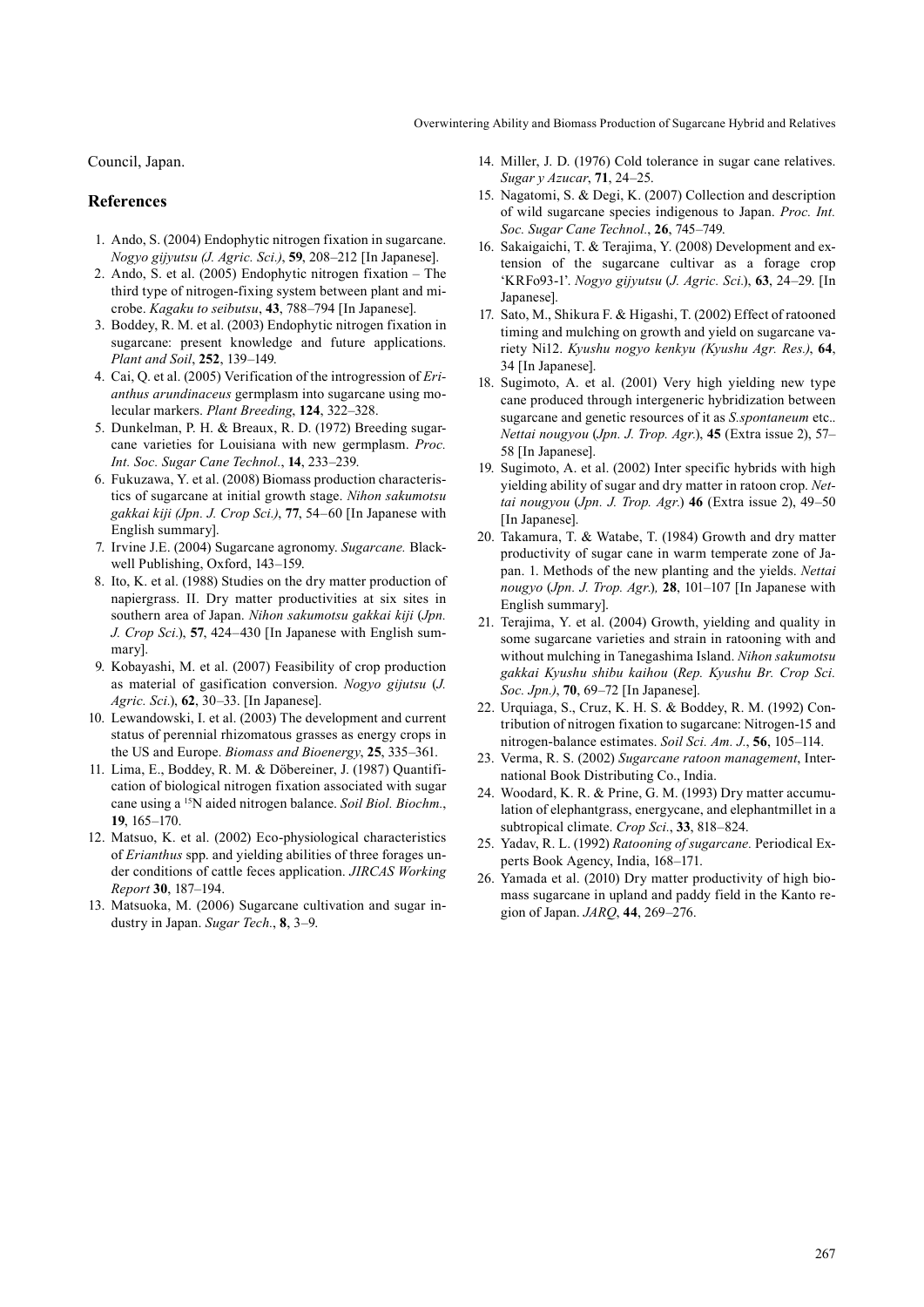Council, Japan.

## References

1. Ando, S. (2004) Endophytic nitrogen fixation in sugarcane. *Nogyo gijyutsu (J. Agric. Sci.)*, **59**, 208–212 [In Japanese].
2. Ando, S. et al. (2005) Endophytic nitrogen fixation – The third type of nitrogen-fixing system between plant and microbe. *Kagaku to seibutsu*, **43**, 788–794 [In Japanese].
3. Boddey, R. M. et al. (2003) Endophytic nitrogen fixation in sugarcane: present knowledge and future applications. *Plant and Soil*, **252**, 139–149.
4. Cai, Q. et al. (2005) Verification of the introgression of *Erianthus arundinaceus* germplasm into sugarcane using molecular markers. *Plant Breeding*, **124**, 322–328.
5. Dunkelman, P. H. & Breaux, R. D. (1972) Breeding sugarcane varieties for Louisiana with new germplasm. *Proc. Int. Soc. Sugar Cane Technol.*, **14**, 233–239.
6. Fukuzawa, Y. et al. (2008) Biomass production characteristics of sugarcane at initial growth stage. *Nihon sakumotsu gakkai kiji (Jpn. J. Crop Sci.)*, **77**, 54–60 [In Japanese with English summary].
7. Irvine J.E. (2004) Sugarcane agronomy. *Sugarcane.* Blackwell Publishing, Oxford, 143–159.
8. Ito, K. et al. (1988) Studies on the dry matter production of napiergrass. II. Dry matter productivities at six sites in southern area of Japan. *Nihon sakumotsu gakkai kiji* (*Jpn. J. Crop Sci.*), **57**, 424–430 [In Japanese with English summary].
9. Kobayashi, M. et al. (2007) Feasibility of crop production as material of gasification conversion. *Nogyo gijutsu* (*J. Agric. Sci.*), **62**, 30–33. [In Japanese].
10. Lewandowski, I. et al. (2003) The development and current status of perennial rhizomatous grasses as energy crops in the US and Europe. *Biomass and Bioenergy*, **25**, 335–361.
11. Lima, E., Boddey, R. M. & Döbereiner, J. (1987) Quantification of biological nitrogen fixation associated with sugar cane using a $^{15}N$ aided nitrogen balance. *Soil Biol. Biochm.*, **19**, 165–170.
12. Matsuo, K. et al. (2002) Eco-physiological characteristics of *Erianthus* spp. and yielding abilities of three forages under conditions of cattle feces application. *JIRCAS Working Report* **30**, 187–194.
13. Matsuoka, M. (2006) Sugarcane cultivation and sugar industry in Japan. *Sugar Tech.*, **8**, 3–9.
14. Miller, J. D. (1976) Cold tolerance in sugar cane relatives. *Sugar y Azucar*, **71**, 24–25.
15. Nagatomi, S. & Degi, K. (2007) Collection and description of wild sugarcane species indigenous to Japan. *Proc. Int. Soc. Sugar Cane Technol.*, **26**, 745–749.
16. Sakaigaichi, T. & Terajima, Y. (2008) Development and extension of the sugarcane cultivar as a forage crop 'KRFo93-1'. *Nogyo gijyutsu* (*J. Agric. Sci.*), **63**, 24–29. [In Japanese].
17. Sato, M., Shikura F. & Higashi, T. (2002) Effect of ratooned timing and mulching on growth and yield on sugarcane variety Ni12. *Kyushu nogyo kenkyu (Kyushu Agr. Res.)*, **64**, 34 [In Japanese].
18. Sugimoto, A. et al. (2001) Very high yielding new type cane produced through intergeneric hybridization between sugarcane and genetic resources of it as *S.spontaneum* etc.. *Nettai nougyou* (*Jpn. J. Trop. Agr.*), **45** (Extra issue 2), 57–58 [In Japanese].
19. Sugimoto, A. et al. (2002) Inter specific hybrids with high yielding ability of sugar and dry matter in ratoon crop. *Nettai nougyou* (*Jpn. J. Trop. Agr.*) **46** (Extra issue 2), 49–50 [In Japanese].
20. Takamura, T. & Watabe, T. (1984) Growth and dry matter productivity of sugar cane in warm temperate zone of Japan. 1. Methods of the new planting and the yields. *Nettai nougyo* (*Jpn. J. Trop. Agr.*), **28**, 101–107 [In Japanese with English summary].
21. Terajima, Y. et al. (2004) Growth, yielding and quality in some sugarcane varieties and strain in ratooning with and without mulching in Tanegashima Island. *Nihon sakumotsu gakkai Kyushu shibu kaihou* (*Rep. Kyushu Br. Crop Sci. Soc. Jpn.)*, **70**, 69–72 [In Japanese].
22. Urquiaga, S., Cruz, K. H. S. & Boddey, R. M. (1992) Contribution of nitrogen fixation to sugarcane: Nitrogen-15 and nitrogen-balance estimates. *Soil Sci. Am. J.*, **56**, 105–114.
23. Verma, R. S. (2002) *Sugarcane ratoon management*, International Book Distributing Co., India.
24. Woodard, K. R. & Prine, G. M. (1993) Dry matter accumulation of elephantgrass, energycane, and elephantmillet in a subtropical climate. *Crop Sci.*, **33**, 818–824.
25. Yadav, R. L. (1992) *Ratooning of sugarcane.* Periodical Experts Book Agency, India, 168–171.
26. Yamada et al. (2010) Dry matter productivity of high biomass sugarcane in upland and paddy field in the Kanto region of Japan. *JARQ*, **44**, 269–276.